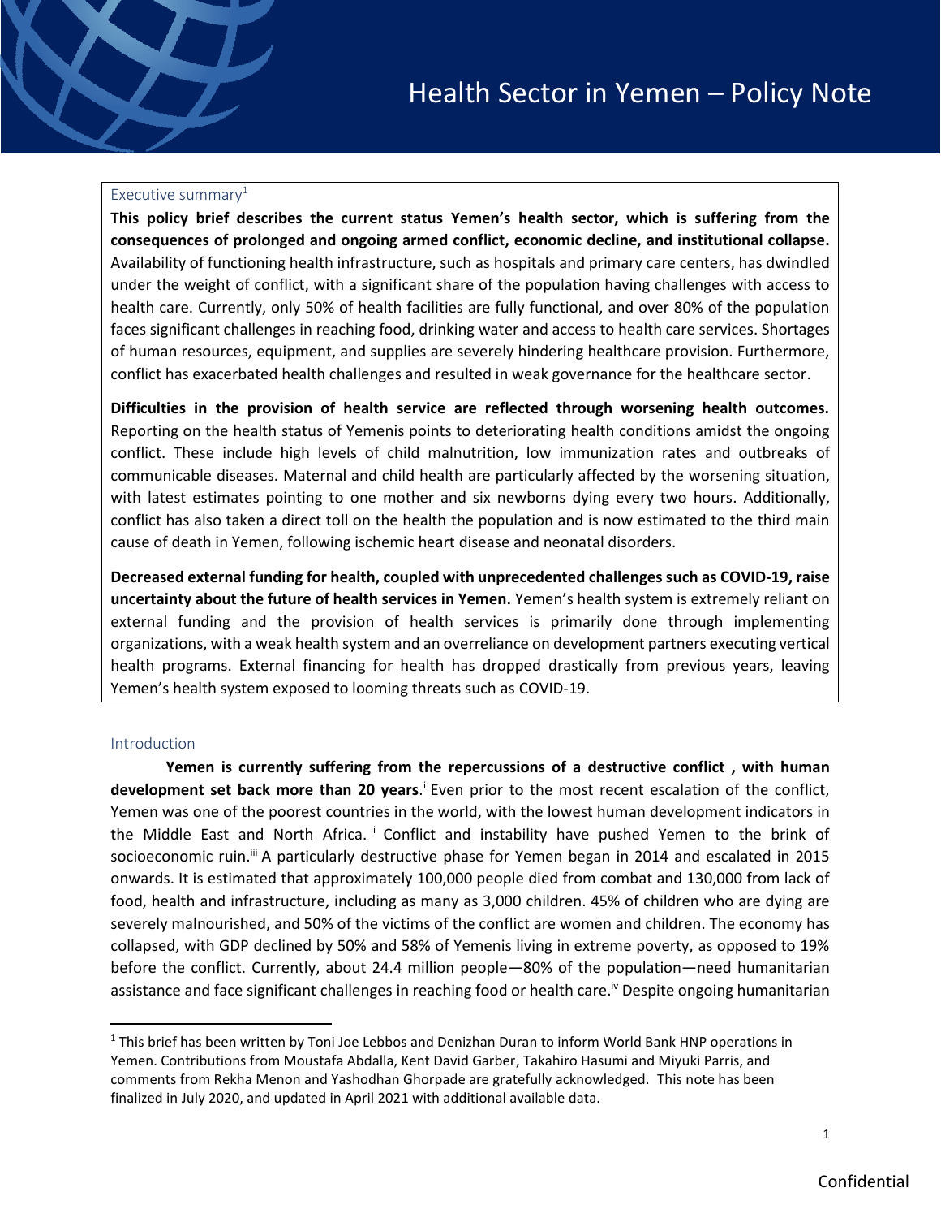# Health Sector in Yemen – Policy Note

## Executive summary[1]

**This policy brief describes the current status Yemen's health sector, which is suffering from the consequences of prolonged and ongoing armed conflict, economic decline, and institutional collapse.** Availability of functioning health infrastructure, such as hospitals and primary care centers, has dwindled under the weight of conflict, with a significant share of the population having challenges with access to health care. Currently, only 50% of health facilities are fully functional, and over 80% of the population faces significant challenges in reaching food, drinking water and access to health care services. Shortages of human resources, equipment, and supplies are severely hindering healthcare provision. Furthermore, conflict has exacerbated health challenges and resulted in weak governance for the healthcare sector.

**Difficulties in the provision of health service are reflected through worsening health outcomes.** Reporting on the health status of Yemenis points to deteriorating health conditions amidst the ongoing conflict. These include high levels of child malnutrition, low immunization rates and outbreaks of communicable diseases. Maternal and child health are particularly affected by the worsening situation, with latest estimates pointing to one mother and six newborns dying every two hours. Additionally, conflict has also taken a direct toll on the health the population and is now estimated to the third main cause of death in Yemen, following ischemic heart disease and neonatal disorders.

**Decreased external funding for health, coupled with unprecedented challenges such as COVID-19, raise uncertainty about the future of health services in Yemen.** Yemen's health system is extremely reliant on external funding and the provision of health services is primarily done through implementing organizations, with a weak health system and an overreliance on development partners executing vertical health programs. External financing for health has dropped drastically from previous years, leaving Yemen's health system exposed to looming threats such as COVID-19.

## Introduction

**Yemen is currently suffering from the repercussions of a destructive conflict , with human development set back more than 20 years**.[i] Even prior to the most recent escalation of the conflict, Yemen was one of the poorest countries in the world, with the lowest human development indicators in the Middle East and North Africa.[ii] Conflict and instability have pushed Yemen to the brink of socioeconomic ruin.[iii] A particularly destructive phase for Yemen began in 2014 and escalated in 2015 onwards. It is estimated that approximately 100,000 people died from combat and 130,000 from lack of food, health and infrastructure, including as many as 3,000 children. 45% of children who are dying are severely malnourished, and 50% of the victims of the conflict are women and children. The economy has collapsed, with GDP declined by 50% and 58% of Yemenis living in extreme poverty, as opposed to 19% before the conflict. Currently, about 24.4 million people—80% of the population—need humanitarian assistance and face significant challenges in reaching food or health care.[iv] Despite ongoing humanitarian

---

[1] This brief has been written by Toni Joe Lebbos and Denizhan Duran to inform World Bank HNP operations in Yemen. Contributions from Moustafa Abdalla, Kent David Garber, Takahiro Hasumi and Miyuki Parris, and comments from Rekha Menon and Yashodhan Ghorpade are gratefully acknowledged. This note has been finalized in July 2020, and updated in April 2021 with additional available data.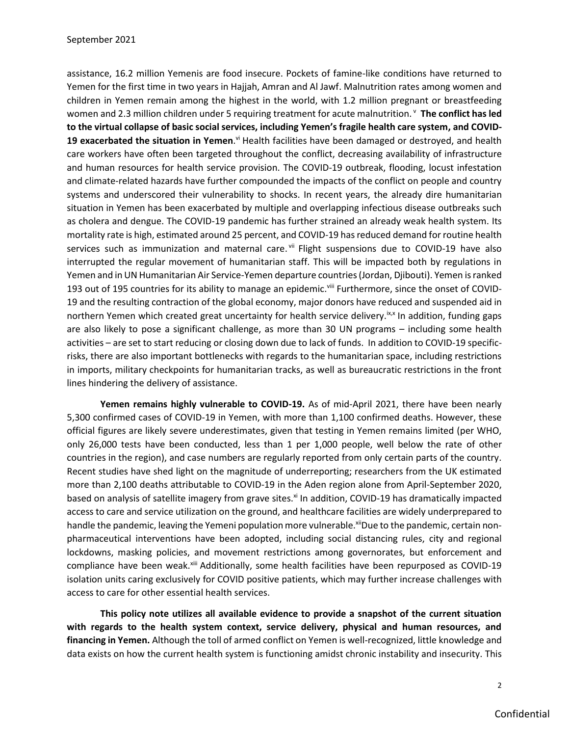assistance, 16.2 million Yemenis are food insecure. Pockets of famine-like conditions have returned to Yemen for the first time in two years in Hajjah, Amran and Al Jawf. Malnutrition rates among women and children in Yemen remain among the highest in the world, with 1.2 million pregnant or breastfeeding women and 2.3 million children under 5 requiring treatment for acute malnutrition.[v] **The conflict has led to the virtual collapse of basic social services, including Yemen's fragile health care system, and COVID-19 exacerbated the situation in Yemen**.[vi] Health facilities have been damaged or destroyed, and health care workers have often been targeted throughout the conflict, decreasing availability of infrastructure and human resources for health service provision. The COVID-19 outbreak, flooding, locust infestation and climate-related hazards have further compounded the impacts of the conflict on people and country systems and underscored their vulnerability to shocks. In recent years, the already dire humanitarian situation in Yemen has been exacerbated by multiple and overlapping infectious disease outbreaks such as cholera and dengue. The COVID-19 pandemic has further strained an already weak health system. Its mortality rate is high, estimated around 25 percent, and COVID-19 has reduced demand for routine health services such as immunization and maternal care.[vii] Flight suspensions due to COVID-19 have also interrupted the regular movement of humanitarian staff. This will be impacted both by regulations in Yemen and in UN Humanitarian Air Service-Yemen departure countries (Jordan, Djibouti). Yemen is ranked 193 out of 195 countries for its ability to manage an epidemic.[viii] Furthermore, since the onset of COVID-19 and the resulting contraction of the global economy, major donors have reduced and suspended aid in northern Yemen which created great uncertainty for health service delivery.[ix,x] In addition, funding gaps are also likely to pose a significant challenge, as more than 30 UN programs – including some health activities – are set to start reducing or closing down due to lack of funds. In addition to COVID-19 specific-risks, there are also important bottlenecks with regards to the humanitarian space, including restrictions in imports, military checkpoints for humanitarian tracks, as well as bureaucratic restrictions in the front lines hindering the delivery of assistance.

**Yemen remains highly vulnerable to COVID-19.** As of mid-April 2021, there have been nearly 5,300 confirmed cases of COVID-19 in Yemen, with more than 1,100 confirmed deaths. However, these official figures are likely severe underestimates, given that testing in Yemen remains limited (per WHO, only 26,000 tests have been conducted, less than 1 per 1,000 people, well below the rate of other countries in the region), and case numbers are regularly reported from only certain parts of the country. Recent studies have shed light on the magnitude of underreporting; researchers from the UK estimated more than 2,100 deaths attributable to COVID-19 in the Aden region alone from April-September 2020, based on analysis of satellite imagery from grave sites.[xi] In addition, COVID-19 has dramatically impacted access to care and service utilization on the ground, and healthcare facilities are widely underprepared to handle the pandemic, leaving the Yemeni population more vulnerable.[xii] Due to the pandemic, certain non-pharmaceutical interventions have been adopted, including social distancing rules, city and regional lockdowns, masking policies, and movement restrictions among governorates, but enforcement and compliance have been weak.[xiii] Additionally, some health facilities have been repurposed as COVID-19 isolation units caring exclusively for COVID positive patients, which may further increase challenges with access to care for other essential health services.

**This policy note utilizes all available evidence to provide a snapshot of the current situation with regards to the health system context, service delivery, physical and human resources, and financing in Yemen.** Although the toll of armed conflict on Yemen is well-recognized, little knowledge and data exists on how the current health system is functioning amidst chronic instability and insecurity. This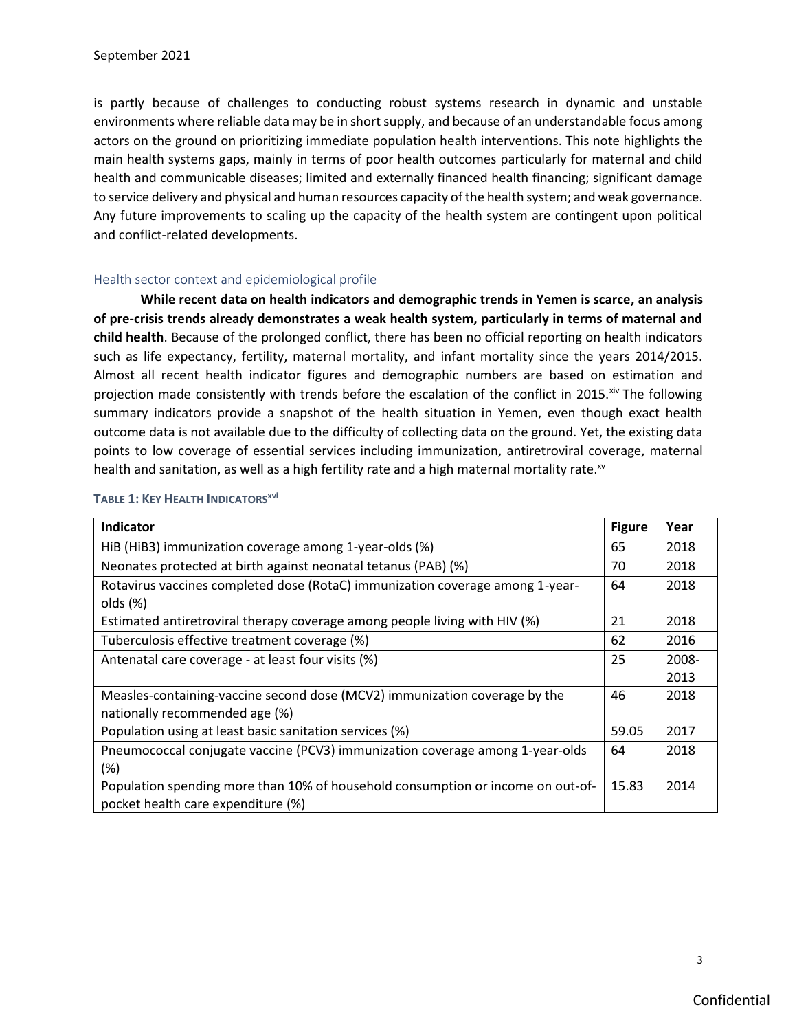is partly because of challenges to conducting robust systems research in dynamic and unstable environments where reliable data may be in short supply, and because of an understandable focus among actors on the ground on prioritizing immediate population health interventions. This note highlights the main health systems gaps, mainly in terms of poor health outcomes particularly for maternal and child health and communicable diseases; limited and externally financed health financing; significant damage to service delivery and physical and human resources capacity of the health system; and weak governance. Any future improvements to scaling up the capacity of the health system are contingent upon political and conflict-related developments.

## Health sector context and epidemiological profile

**While recent data on health indicators and demographic trends in Yemen is scarce, an analysis of pre-crisis trends already demonstrates a weak health system, particularly in terms of maternal and child health**. Because of the prolonged conflict, there has been no official reporting on health indicators such as life expectancy, fertility, maternal mortality, and infant mortality since the years 2014/2015. Almost all recent health indicator figures and demographic numbers are based on estimation and projection made consistently with trends before the escalation of the conflict in 2015.[xiv] The following summary indicators provide a snapshot of the health situation in Yemen, even though exact health outcome data is not available due to the difficulty of collecting data on the ground. Yet, the existing data points to low coverage of essential services including immunization, antiretroviral coverage, maternal health and sanitation, as well as a high fertility rate and a high maternal mortality rate.[xv]

**TABLE 1: KEY HEALTH INDICATORS[xvi]**

| Indicator | Figure | Year |
|---|---|---|
| HiB (HiB3) immunization coverage among 1-year-olds (%) | 65 | 2018 |
| Neonates protected at birth against neonatal tetanus (PAB) (%) | 70 | 2018 |
| Rotavirus vaccines completed dose (RotaC) immunization coverage among 1-year-olds (%) | 64 | 2018 |
| Estimated antiretroviral therapy coverage among people living with HIV (%) | 21 | 2018 |
| Tuberculosis effective treatment coverage (%) | 62 | 2016 |
| Antenatal care coverage - at least four visits (%) | 25 | 2008-2013 |
| Measles-containing-vaccine second dose (MCV2) immunization coverage by the nationally recommended age (%) | 46 | 2018 |
| Population using at least basic sanitation services (%) | 59.05 | 2017 |
| Pneumococcal conjugate vaccine (PCV3) immunization coverage among 1-year-olds (%) | 64 | 2018 |
| Population spending more than 10% of household consumption or income on out-of-pocket health care expenditure (%) | 15.83 | 2014 |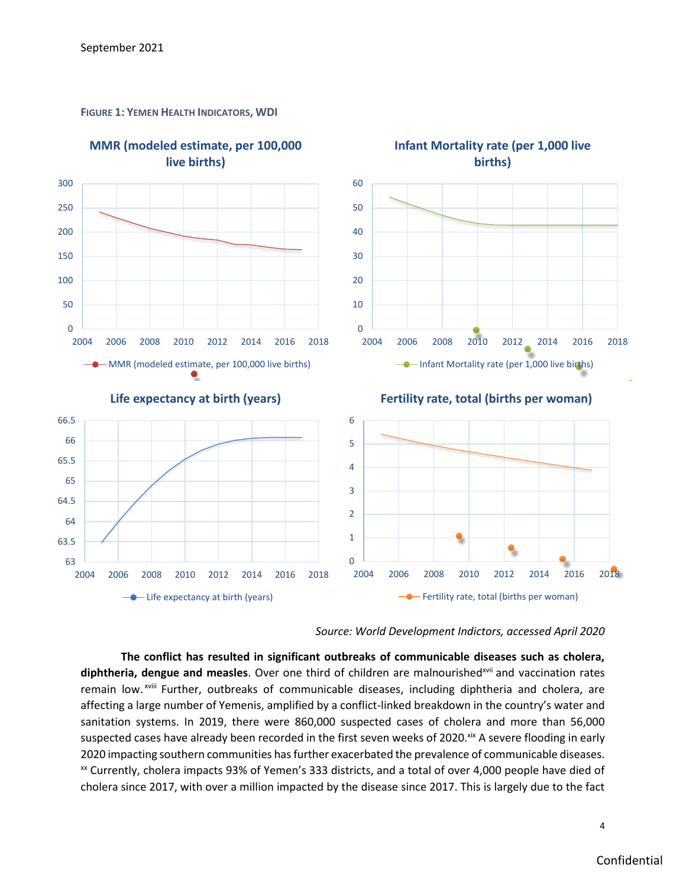FIGURE 1: YEMEN HEALTH INDICATORS, WDI

MMR (modeled estimate, per 100,000 live births)

Infant Mortality rate (per 1,000 live births)

Life expectancy at birth (years)

Fertility rate, total (births per woman)

*Source: World Development Indictors, accessed April 2020*

**The conflict has resulted in significant outbreaks of communicable diseases such as cholera, diphtheria, dengue and measles**. Over one third of children are malnourished[xvii] and vaccination rates remain low.[xviii] Further, outbreaks of communicable diseases, including diphtheria and cholera, are affecting a large number of Yemenis, amplified by a conflict-linked breakdown in the country's water and sanitation systems. In 2019, there were 860,000 suspected cases of cholera and more than 56,000 suspected cases have already been recorded in the first seven weeks of 2020.[xix] A severe flooding in early 2020 impacting southern communities has further exacerbated the prevalence of communicable diseases.[xx] Currently, cholera impacts 93% of Yemen's 333 districts, and a total of over 4,000 people have died of cholera since 2017, with over a million impacted by the disease since 2017. This is largely due to the fact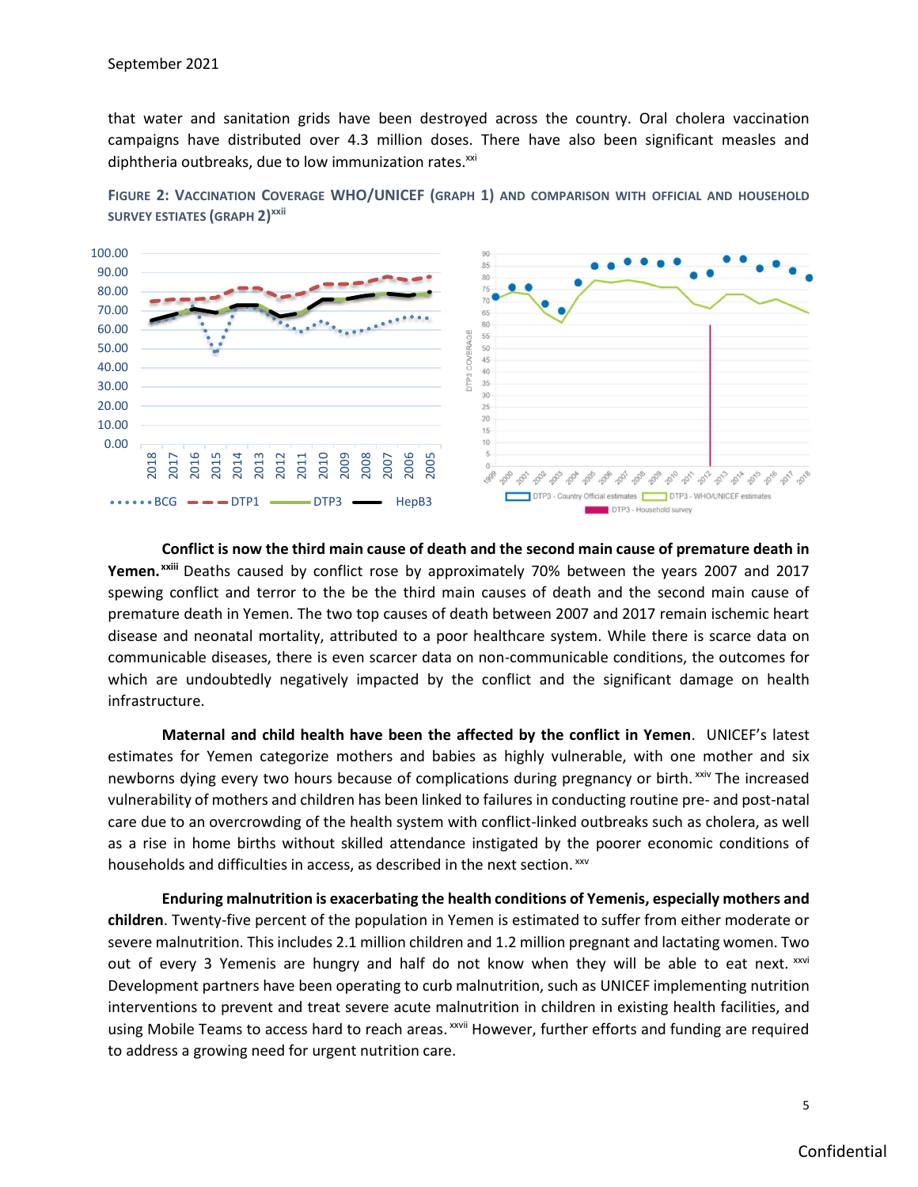that water and sanitation grids have been destroyed across the country. Oral cholera vaccination campaigns have distributed over 4.3 million doses. There have also been significant measles and diphtheria outbreaks, due to low immunization rates.[xxi]

FIGURE 2: VACCINATION COVERAGE WHO/UNICEF (GRAPH 1) AND COMPARISON WITH OFFICIAL AND HOUSEHOLD SURVEY ESTIATES (GRAPH 2)[xxii]

**Conflict is now the third main cause of death and the second main cause of premature death in Yemen.**[xxiii] Deaths caused by conflict rose by approximately 70% between the years 2007 and 2017 spewing conflict and terror to the be the third main causes of death and the second main cause of premature death in Yemen. The two top causes of death between 2007 and 2017 remain ischemic heart disease and neonatal mortality, attributed to a poor healthcare system. While there is scarce data on communicable diseases, there is even scarcer data on non-communicable conditions, the outcomes for which are undoubtedly negatively impacted by the conflict and the significant damage on health infrastructure.

**Maternal and child health have been the affected by the conflict in Yemen**. UNICEF's latest estimates for Yemen categorize mothers and babies as highly vulnerable, with one mother and six newborns dying every two hours because of complications during pregnancy or birth.[xxiv] The increased vulnerability of mothers and children has been linked to failures in conducting routine pre- and post-natal care due to an overcrowding of the health system with conflict-linked outbreaks such as cholera, as well as a rise in home births without skilled attendance instigated by the poorer economic conditions of households and difficulties in access, as described in the next section.[xxv]

**Enduring malnutrition is exacerbating the health conditions of Yemenis, especially mothers and children**. Twenty-five percent of the population in Yemen is estimated to suffer from either moderate or severe malnutrition. This includes 2.1 million children and 1.2 million pregnant and lactating women. Two out of every 3 Yemenis are hungry and half do not know when they will be able to eat next.[xxvi] Development partners have been operating to curb malnutrition, such as UNICEF implementing nutrition interventions to prevent and treat severe acute malnutrition in children in existing health facilities, and using Mobile Teams to access hard to reach areas.[xxvii] However, further efforts and funding are required to address a growing need for urgent nutrition care.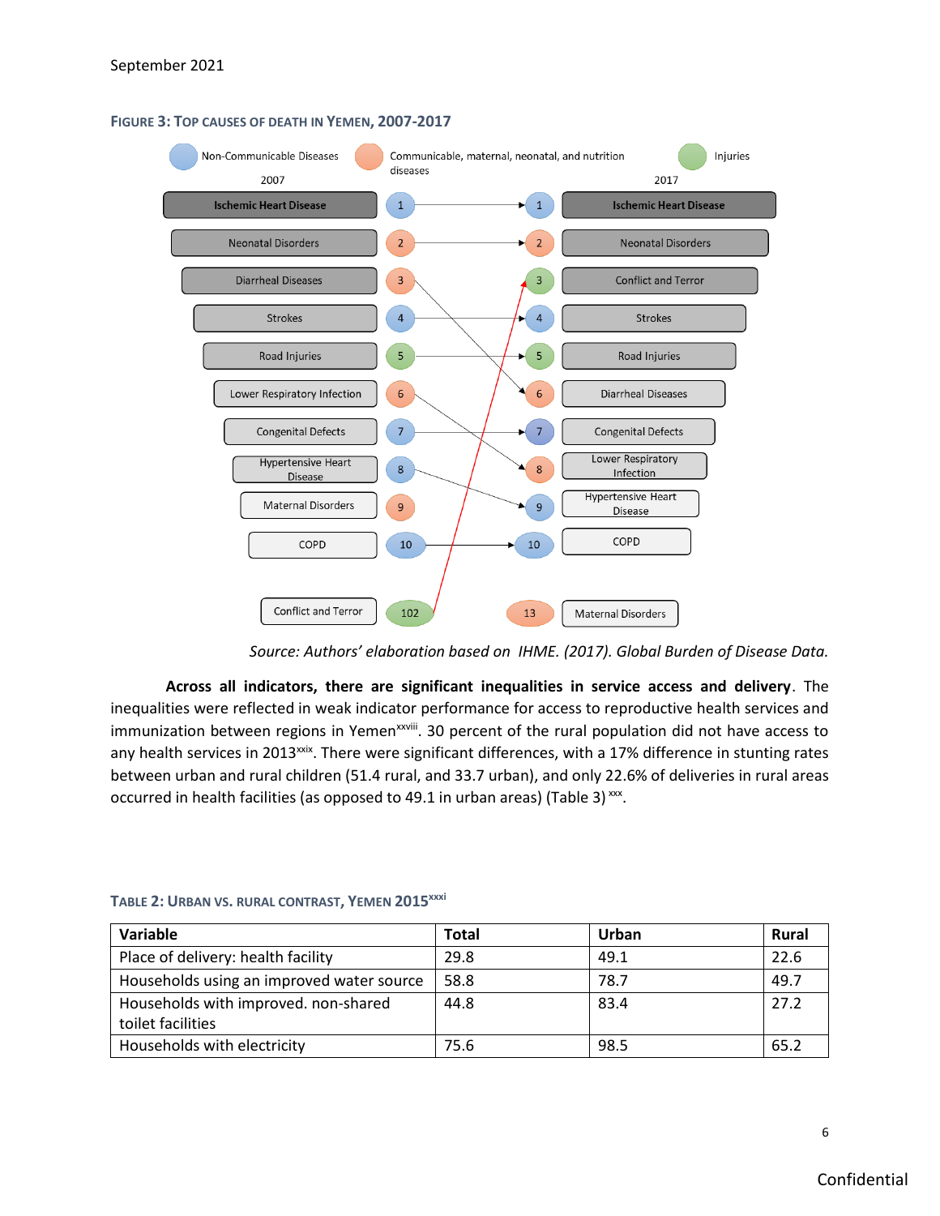September 2021

FIGURE 3: TOP CAUSES OF DEATH IN YEMEN, 2007-2017

Non-Communicable Diseases | Communicable, maternal, neonatal, and nutrition diseases | Injuries

| 2007 | Rank | Rank | 2017 |
|---|---|---|---|
| Ischemic Heart Disease | 1 | 1 | Ischemic Heart Disease |
| Neonatal Disorders | 2 | 2 | Neonatal Disorders |
| Diarrheal Diseases | 3 | 3 | Conflict and Terror |
| Strokes | 4 | 4 | Strokes |
| Road Injuries | 5 | 5 | Road Injuries |
| Lower Respiratory Infection | 6 | 6 | Diarrheal Diseases |
| Congenital Defects | 7 | 7 | Congenital Defects |
| Hypertensive Heart Disease | 8 | 8 | Lower Respiratory Infection |
| Maternal Disorders | 9 | 9 | Hypertensive Heart Disease |
| COPD | 10 | 10 | COPD |
| Conflict and Terror | 102 | 13 | Maternal Disorders |

*Source: Authors' elaboration based on IHME. (2017). Global Burden of Disease Data.*

**Across all indicators, there are significant inequalities in service access and delivery**. The inequalities were reflected in weak indicator performance for access to reproductive health services and immunization between regions in Yemen[xxviii]. 30 percent of the rural population did not have access to any health services in 2013[xxix]. There were significant differences, with a 17% difference in stunting rates between urban and rural children (51.4 rural, and 33.7 urban), and only 22.6% of deliveries in rural areas occurred in health facilities (as opposed to 49.1 in urban areas) (Table 3) [xxx].

TABLE 2: URBAN VS. RURAL CONTRAST, YEMEN 2015[xxxi]

| Variable | Total | Urban | Rural |
|---|---|---|---|
| Place of delivery: health facility | 29.8 | 49.1 | 22.6 |
| Households using an improved water source | 58.8 | 78.7 | 49.7 |
| Households with improved. non-shared toilet facilities | 44.8 | 83.4 | 27.2 |
| Households with electricity | 75.6 | 98.5 | 65.2 |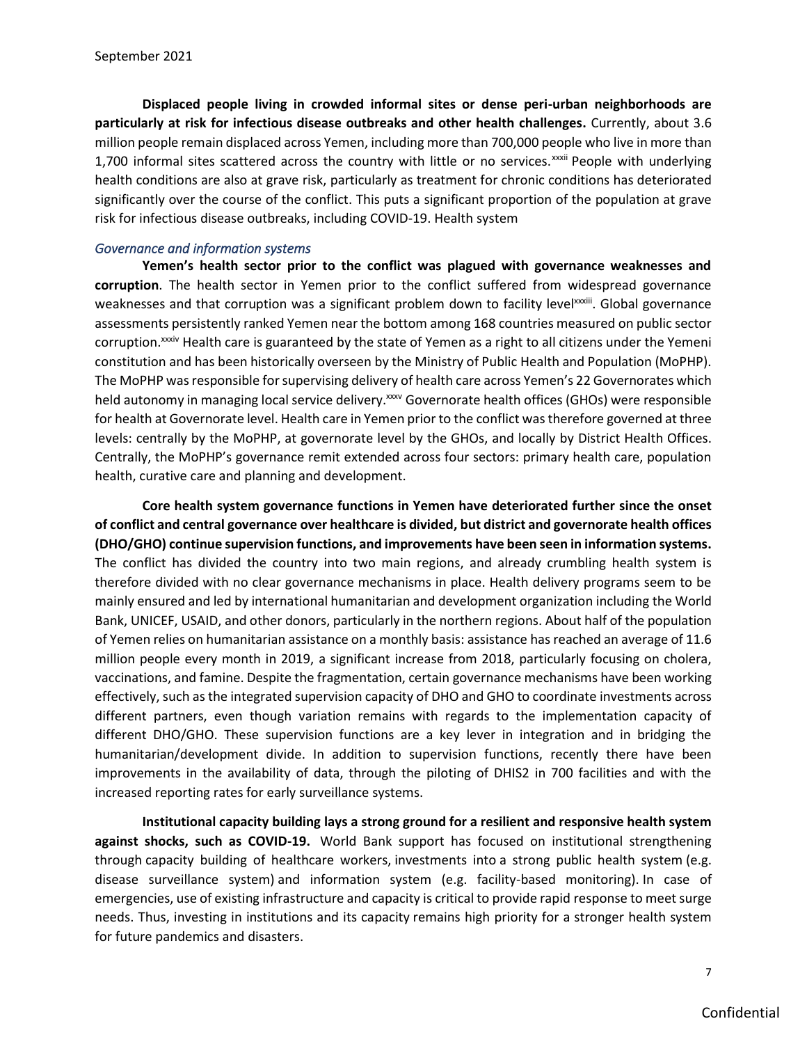**Displaced people living in crowded informal sites or dense peri-urban neighborhoods are particularly at risk for infectious disease outbreaks and other health challenges.** Currently, about 3.6 million people remain displaced across Yemen, including more than 700,000 people who live in more than 1,700 informal sites scattered across the country with little or no services.[xxxii] People with underlying health conditions are also at grave risk, particularly as treatment for chronic conditions has deteriorated significantly over the course of the conflict. This puts a significant proportion of the population at grave risk for infectious disease outbreaks, including COVID-19. Health system

### *Governance and information systems*

**Yemen's health sector prior to the conflict was plagued with governance weaknesses and corruption**. The health sector in Yemen prior to the conflict suffered from widespread governance weaknesses and that corruption was a significant problem down to facility level[xxxiii]. Global governance assessments persistently ranked Yemen near the bottom among 168 countries measured on public sector corruption.[xxxiv] Health care is guaranteed by the state of Yemen as a right to all citizens under the Yemeni constitution and has been historically overseen by the Ministry of Public Health and Population (MoPHP). The MoPHP was responsible for supervising delivery of health care across Yemen's 22 Governorates which held autonomy in managing local service delivery.[xxxv] Governorate health offices (GHOs) were responsible for health at Governorate level. Health care in Yemen prior to the conflict was therefore governed at three levels: centrally by the MoPHP, at governorate level by the GHOs, and locally by District Health Offices. Centrally, the MoPHP's governance remit extended across four sectors: primary health care, population health, curative care and planning and development.

**Core health system governance functions in Yemen have deteriorated further since the onset of conflict and central governance over healthcare is divided, but district and governorate health offices (DHO/GHO) continue supervision functions, and improvements have been seen in information systems.** The conflict has divided the country into two main regions, and already crumbling health system is therefore divided with no clear governance mechanisms in place. Health delivery programs seem to be mainly ensured and led by international humanitarian and development organization including the World Bank, UNICEF, USAID, and other donors, particularly in the northern regions. About half of the population of Yemen relies on humanitarian assistance on a monthly basis: assistance has reached an average of 11.6 million people every month in 2019, a significant increase from 2018, particularly focusing on cholera, vaccinations, and famine. Despite the fragmentation, certain governance mechanisms have been working effectively, such as the integrated supervision capacity of DHO and GHO to coordinate investments across different partners, even though variation remains with regards to the implementation capacity of different DHO/GHO. These supervision functions are a key lever in integration and in bridging the humanitarian/development divide. In addition to supervision functions, recently there have been improvements in the availability of data, through the piloting of DHIS2 in 700 facilities and with the increased reporting rates for early surveillance systems.

**Institutional capacity building lays a strong ground for a resilient and responsive health system against shocks, such as COVID-19.** World Bank support has focused on institutional strengthening through capacity building of healthcare workers, investments into a strong public health system (e.g. disease surveillance system) and information system (e.g. facility-based monitoring). In case of emergencies, use of existing infrastructure and capacity is critical to provide rapid response to meet surge needs. Thus, investing in institutions and its capacity remains high priority for a stronger health system for future pandemics and disasters.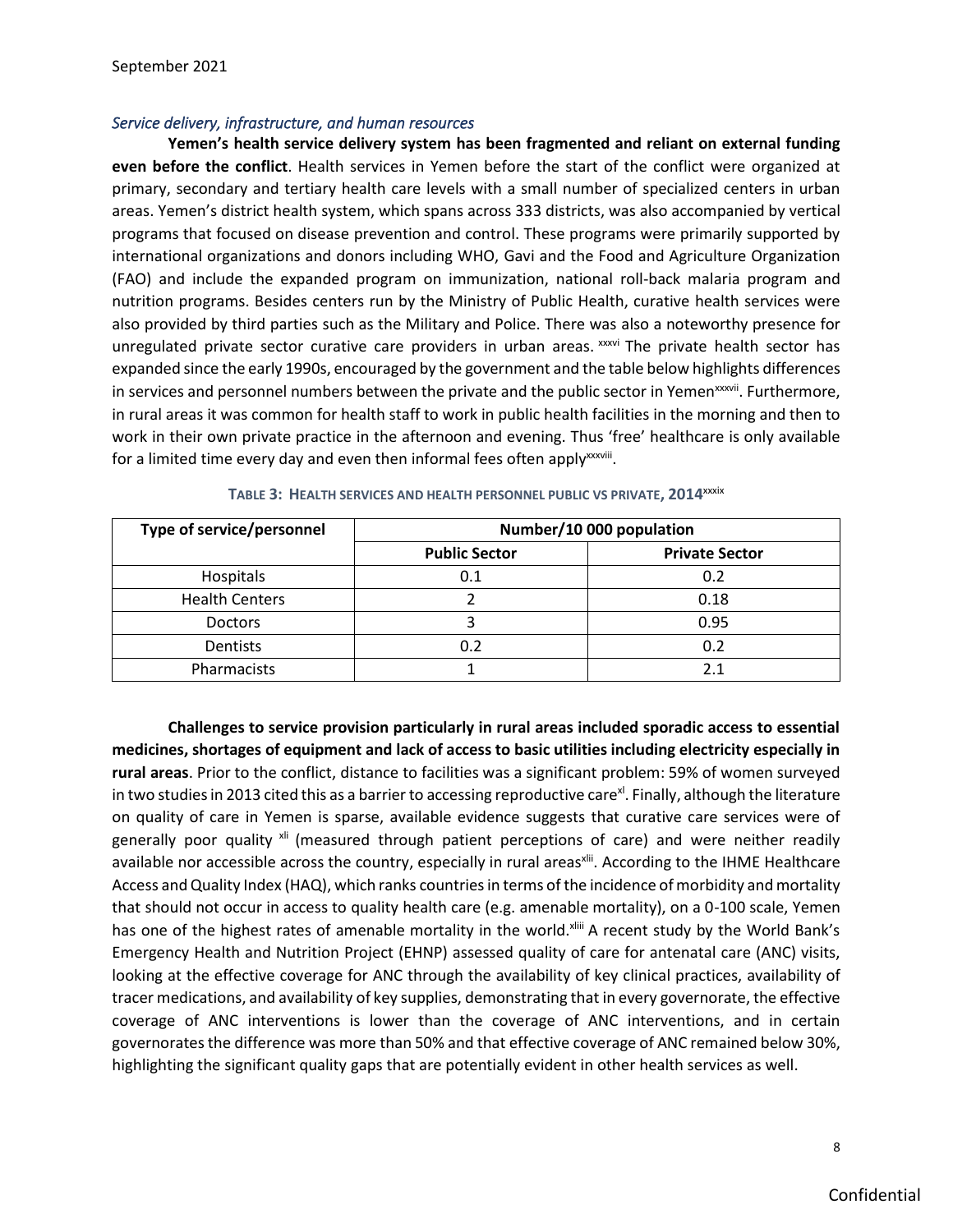*Service delivery, infrastructure, and human resources*

**Yemen's health service delivery system has been fragmented and reliant on external funding even before the conflict**. Health services in Yemen before the start of the conflict were organized at primary, secondary and tertiary health care levels with a small number of specialized centers in urban areas. Yemen's district health system, which spans across 333 districts, was also accompanied by vertical programs that focused on disease prevention and control. These programs were primarily supported by international organizations and donors including WHO, Gavi and the Food and Agriculture Organization (FAO) and include the expanded program on immunization, national roll-back malaria program and nutrition programs. Besides centers run by the Ministry of Public Health, curative health services were also provided by third parties such as the Military and Police. There was also a noteworthy presence for unregulated private sector curative care providers in urban areas. [xxxvi] The private health sector has expanded since the early 1990s, encouraged by the government and the table below highlights differences in services and personnel numbers between the private and the public sector in Yemen[xxxvii]. Furthermore, in rural areas it was common for health staff to work in public health facilities in the morning and then to work in their own private practice in the afternoon and evening. Thus 'free' healthcare is only available for a limited time every day and even then informal fees often apply[xxxviii].

**Table 3: Health services and health personnel public vs private, 2014**[xxxix]

| Type of service/personnel | Number/10 000 population | |
|---|---|---|
| | **Public Sector** | **Private Sector** |
| Hospitals | 0.1 | 0.2 |
| Health Centers | 2 | 0.18 |
| Doctors | 3 | 0.95 |
| Dentists | 0.2 | 0.2 |
| Pharmacists | 1 | 2.1 |

**Challenges to service provision particularly in rural areas included sporadic access to essential medicines, shortages of equipment and lack of access to basic utilities including electricity especially in rural areas**. Prior to the conflict, distance to facilities was a significant problem: 59% of women surveyed in two studies in 2013 cited this as a barrier to accessing reproductive care[xl]. Finally, although the literature on quality of care in Yemen is sparse, available evidence suggests that curative care services were of generally poor quality [xli] (measured through patient perceptions of care) and were neither readily available nor accessible across the country, especially in rural areas[xlii]. According to the IHME Healthcare Access and Quality Index (HAQ), which ranks countries in terms of the incidence of morbidity and mortality that should not occur in access to quality health care (e.g. amenable mortality), on a 0-100 scale, Yemen has one of the highest rates of amenable mortality in the world.[xliii] A recent study by the World Bank's Emergency Health and Nutrition Project (EHNP) assessed quality of care for antenatal care (ANC) visits, looking at the effective coverage for ANC through the availability of key clinical practices, availability of tracer medications, and availability of key supplies, demonstrating that in every governorate, the effective coverage of ANC interventions is lower than the coverage of ANC interventions, and in certain governorates the difference was more than 50% and that effective coverage of ANC remained below 30%, highlighting the significant quality gaps that are potentially evident in other health services as well.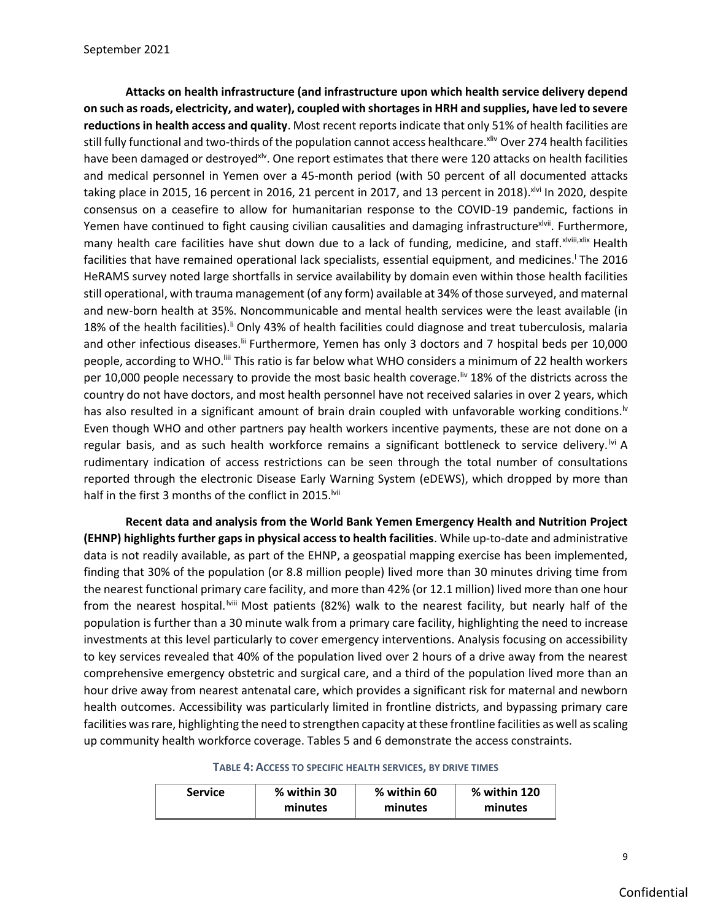**Attacks on health infrastructure (and infrastructure upon which health service delivery depend on such as roads, electricity, and water), coupled with shortages in HRH and supplies, have led to severe reductions in health access and quality**. Most recent reports indicate that only 51% of health facilities are still fully functional and two-thirds of the population cannot access healthcare.[xliv] Over 274 health facilities have been damaged or destroyed[xlv]. One report estimates that there were 120 attacks on health facilities and medical personnel in Yemen over a 45-month period (with 50 percent of all documented attacks taking place in 2015, 16 percent in 2016, 21 percent in 2017, and 13 percent in 2018).[xlvi] In 2020, despite consensus on a ceasefire to allow for humanitarian response to the COVID-19 pandemic, factions in Yemen have continued to fight causing civilian causalities and damaging infrastructure[xlvii]. Furthermore, many health care facilities have shut down due to a lack of funding, medicine, and staff.[xlviii,xlix] Health facilities that have remained operational lack specialists, essential equipment, and medicines.[l] The 2016 HeRAMS survey noted large shortfalls in service availability by domain even within those health facilities still operational, with trauma management (of any form) available at 34% of those surveyed, and maternal and new-born health at 35%. Noncommunicable and mental health services were the least available (in 18% of the health facilities).[li] Only 43% of health facilities could diagnose and treat tuberculosis, malaria and other infectious diseases.[lii] Furthermore, Yemen has only 3 doctors and 7 hospital beds per 10,000 people, according to WHO.[liii] This ratio is far below what WHO considers a minimum of 22 health workers per 10,000 people necessary to provide the most basic health coverage.[liv] 18% of the districts across the country do not have doctors, and most health personnel have not received salaries in over 2 years, which has also resulted in a significant amount of brain drain coupled with unfavorable working conditions.[lv] Even though WHO and other partners pay health workers incentive payments, these are not done on a regular basis, and as such health workforce remains a significant bottleneck to service delivery.[lvi] A rudimentary indication of access restrictions can be seen through the total number of consultations reported through the electronic Disease Early Warning System (eDEWS), which dropped by more than half in the first 3 months of the conflict in 2015.[lvii]

**Recent data and analysis from the World Bank Yemen Emergency Health and Nutrition Project (EHNP) highlights further gaps in physical access to health facilities**. While up-to-date and administrative data is not readily available, as part of the EHNP, a geospatial mapping exercise has been implemented, finding that 30% of the population (or 8.8 million people) lived more than 30 minutes driving time from the nearest functional primary care facility, and more than 42% (or 12.1 million) lived more than one hour from the nearest hospital.[lviii] Most patients (82%) walk to the nearest facility, but nearly half of the population is further than a 30 minute walk from a primary care facility, highlighting the need to increase investments at this level particularly to cover emergency interventions. Analysis focusing on accessibility to key services revealed that 40% of the population lived over 2 hours of a drive away from the nearest comprehensive emergency obstetric and surgical care, and a third of the population lived more than an hour drive away from nearest antenatal care, which provides a significant risk for maternal and newborn health outcomes. Accessibility was particularly limited in frontline districts, and bypassing primary care facilities was rare, highlighting the need to strengthen capacity at these frontline facilities as well as scaling up community health workforce coverage. Tables 5 and 6 demonstrate the access constraints.

**Table 4: Access to specific health services, by drive times**

| Service | % within 30 minutes | % within 60 minutes | % within 120 minutes |
|---|---|---|---|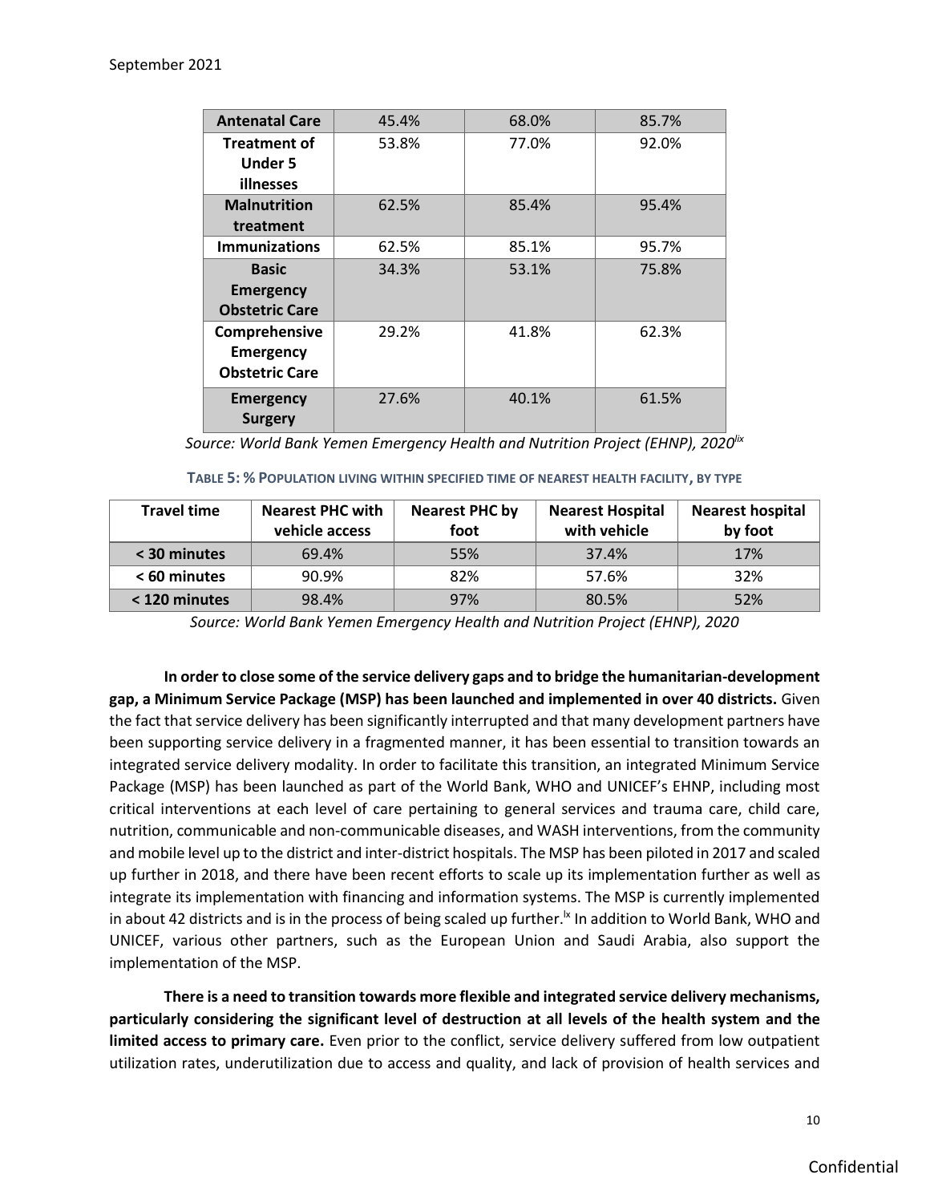| | | | |
|---|---|---|---|
| **Antenatal Care** | 45.4% | 68.0% | 85.7% |
| **Treatment of Under 5 illnesses** | 53.8% | 77.0% | 92.0% |
| **Malnutrition treatment** | 62.5% | 85.4% | 95.4% |
| **Immunizations** | 62.5% | 85.1% | 95.7% |
| **Basic Emergency Obstetric Care** | 34.3% | 53.1% | 75.8% |
| **Comprehensive Emergency Obstetric Care** | 29.2% | 41.8% | 62.3% |
| **Emergency Surgery** | 27.6% | 40.1% | 61.5% |

*Source: World Bank Yemen Emergency Health and Nutrition Project (EHNP), 2020*[lix]

**TABLE 5: % POPULATION LIVING WITHIN SPECIFIED TIME OF NEAREST HEALTH FACILITY, BY TYPE**

| Travel time | Nearest PHC with vehicle access | Nearest PHC by foot | Nearest Hospital with vehicle | Nearest hospital by foot |
|---|---|---|---|---|
| **< 30 minutes** | 69.4% | 55% | 37.4% | 17% |
| **< 60 minutes** | 90.9% | 82% | 57.6% | 32% |
| **< 120 minutes** | 98.4% | 97% | 80.5% | 52% |

*Source: World Bank Yemen Emergency Health and Nutrition Project (EHNP), 2020*

**In order to close some of the service delivery gaps and to bridge the humanitarian-development gap, a Minimum Service Package (MSP) has been launched and implemented in over 40 districts.** Given the fact that service delivery has been significantly interrupted and that many development partners have been supporting service delivery in a fragmented manner, it has been essential to transition towards an integrated service delivery modality. In order to facilitate this transition, an integrated Minimum Service Package (MSP) has been launched as part of the World Bank, WHO and UNICEF's EHNP, including most critical interventions at each level of care pertaining to general services and trauma care, child care, nutrition, communicable and non-communicable diseases, and WASH interventions, from the community and mobile level up to the district and inter-district hospitals. The MSP has been piloted in 2017 and scaled up further in 2018, and there have been recent efforts to scale up its implementation further as well as integrate its implementation with financing and information systems. The MSP is currently implemented in about 42 districts and is in the process of being scaled up further.[lx] In addition to World Bank, WHO and UNICEF, various other partners, such as the European Union and Saudi Arabia, also support the implementation of the MSP.

**There is a need to transition towards more flexible and integrated service delivery mechanisms, particularly considering the significant level of destruction at all levels of the health system and the limited access to primary care.** Even prior to the conflict, service delivery suffered from low outpatient utilization rates, underutilization due to access and quality, and lack of provision of health services and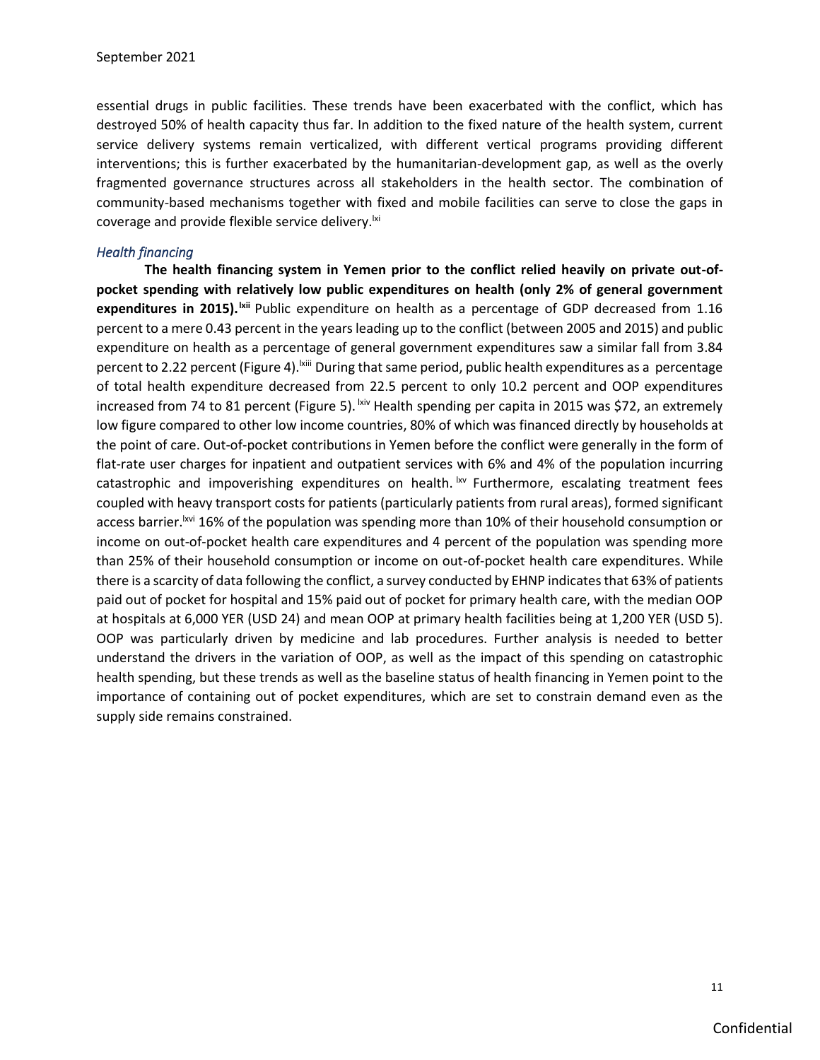essential drugs in public facilities. These trends have been exacerbated with the conflict, which has destroyed 50% of health capacity thus far. In addition to the fixed nature of the health system, current service delivery systems remain verticalized, with different vertical programs providing different interventions; this is further exacerbated by the humanitarian-development gap, as well as the overly fragmented governance structures across all stakeholders in the health sector. The combination of community-based mechanisms together with fixed and mobile facilities can serve to close the gaps in coverage and provide flexible service delivery.[lxi]

### *Health financing*

**The health financing system in Yemen prior to the conflict relied heavily on private out-of-pocket spending with relatively low public expenditures on health (only 2% of general government expenditures in 2015).[lxii]** Public expenditure on health as a percentage of GDP decreased from 1.16 percent to a mere 0.43 percent in the years leading up to the conflict (between 2005 and 2015) and public expenditure on health as a percentage of general government expenditures saw a similar fall from 3.84 percent to 2.22 percent (Figure 4).[lxiii] During that same period, public health expenditures as a percentage of total health expenditure decreased from 22.5 percent to only 10.2 percent and OOP expenditures increased from 74 to 81 percent (Figure 5).[lxiv] Health spending per capita in 2015 was $72, an extremely low figure compared to other low income countries, 80% of which was financed directly by households at the point of care. Out-of-pocket contributions in Yemen before the conflict were generally in the form of flat-rate user charges for inpatient and outpatient services with 6% and 4% of the population incurring catastrophic and impoverishing expenditures on health.[lxv] Furthermore, escalating treatment fees coupled with heavy transport costs for patients (particularly patients from rural areas), formed significant access barrier.[lxvi] 16% of the population was spending more than 10% of their household consumption or income on out-of-pocket health care expenditures and 4 percent of the population was spending more than 25% of their household consumption or income on out-of-pocket health care expenditures. While there is a scarcity of data following the conflict, a survey conducted by EHNP indicates that 63% of patients paid out of pocket for hospital and 15% paid out of pocket for primary health care, with the median OOP at hospitals at 6,000 YER (USD 24) and mean OOP at primary health facilities being at 1,200 YER (USD 5). OOP was particularly driven by medicine and lab procedures. Further analysis is needed to better understand the drivers in the variation of OOP, as well as the impact of this spending on catastrophic health spending, but these trends as well as the baseline status of health financing in Yemen point to the importance of containing out of pocket expenditures, which are set to constrain demand even as the supply side remains constrained.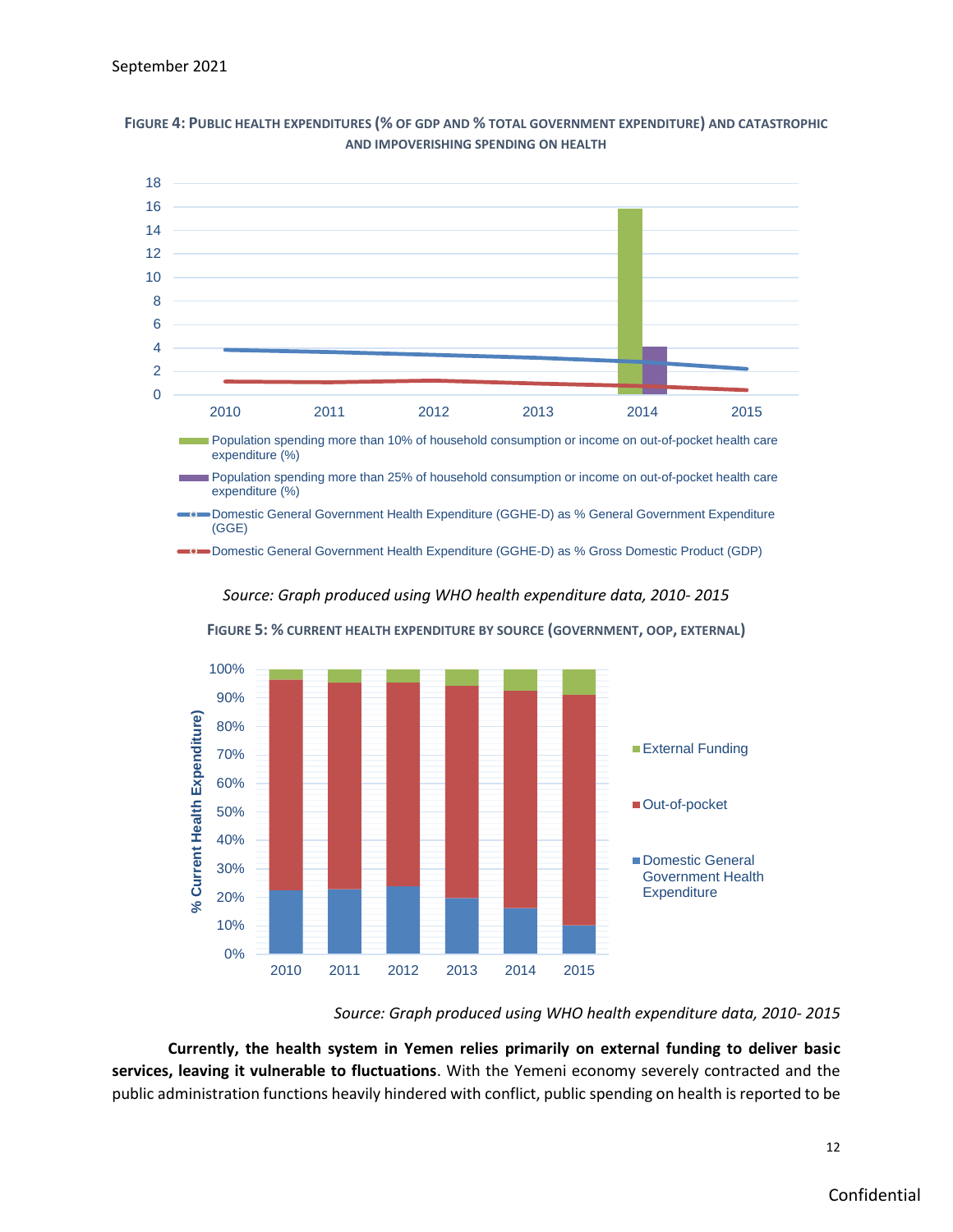**Figure 4: Public health expenditures (% of GDP and % total government expenditure) and catastrophic and impoverishing spending on health**

*Source: Graph produced using WHO health expenditure data, 2010- 2015*

**Figure 5: % current health expenditure by source (government, OOP, external)**

*Source: Graph produced using WHO health expenditure data, 2010- 2015*

**Currently, the health system in Yemen relies primarily on external funding to deliver basic services, leaving it vulnerable to fluctuations**. With the Yemeni economy severely contracted and the public administration functions heavily hindered with conflict, public spending on health is reported to be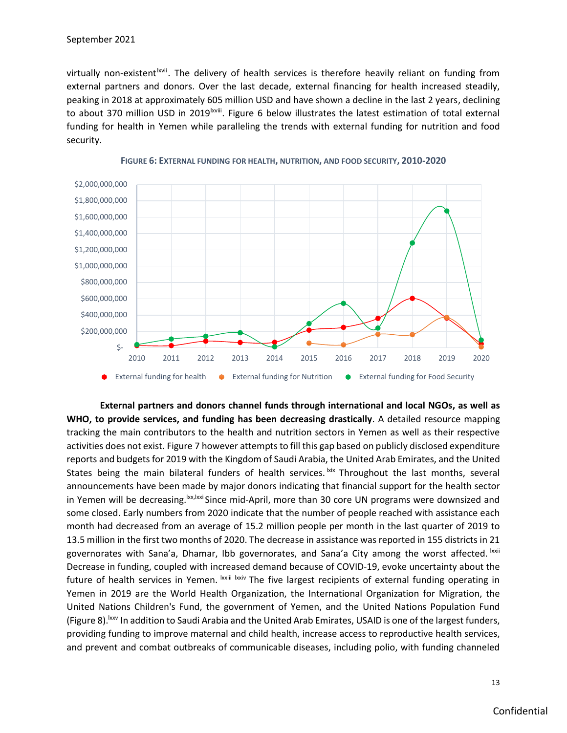virtually non-existent[lxvii]. The delivery of health services is therefore heavily reliant on funding from external partners and donors. Over the last decade, external financing for health increased steadily, peaking in 2018 at approximately 605 million USD and have shown a decline in the last 2 years, declining to about 370 million USD in 2019[lxviii]. Figure 6 below illustrates the latest estimation of total external funding for health in Yemen while paralleling the trends with external funding for nutrition and food security.

**FIGURE 6: EXTERNAL FUNDING FOR HEALTH, NUTRITION, AND FOOD SECURITY, 2010-2020**

**External partners and donors channel funds through international and local NGOs, as well as WHO, to provide services, and funding has been decreasing drastically**. A detailed resource mapping tracking the main contributors to the health and nutrition sectors in Yemen as well as their respective activities does not exist. Figure 7 however attempts to fill this gap based on publicly disclosed expenditure reports and budgets for 2019 with the Kingdom of Saudi Arabia, the United Arab Emirates, and the United States being the main bilateral funders of health services.[lxix] Throughout the last months, several announcements have been made by major donors indicating that financial support for the health sector in Yemen will be decreasing.[lxx,lxxi] Since mid-April, more than 30 core UN programs were downsized and some closed. Early numbers from 2020 indicate that the number of people reached with assistance each month had decreased from an average of 15.2 million people per month in the last quarter of 2019 to 13.5 million in the first two months of 2020. The decrease in assistance was reported in 155 districts in 21 governorates with Sana'a, Dhamar, Ibb governorates, and Sana'a City among the worst affected.[lxxii] Decrease in funding, coupled with increased demand because of COVID-19, evoke uncertainty about the future of health services in Yemen.[lxxiii] [lxxiv] The five largest recipients of external funding operating in Yemen in 2019 are the World Health Organization, the International Organization for Migration, the United Nations Children's Fund, the government of Yemen, and the United Nations Population Fund (Figure 8).[lxxv] In addition to Saudi Arabia and the United Arab Emirates, USAID is one of the largest funders, providing funding to improve maternal and child health, increase access to reproductive health services, and prevent and combat outbreaks of communicable diseases, including polio, with funding channeled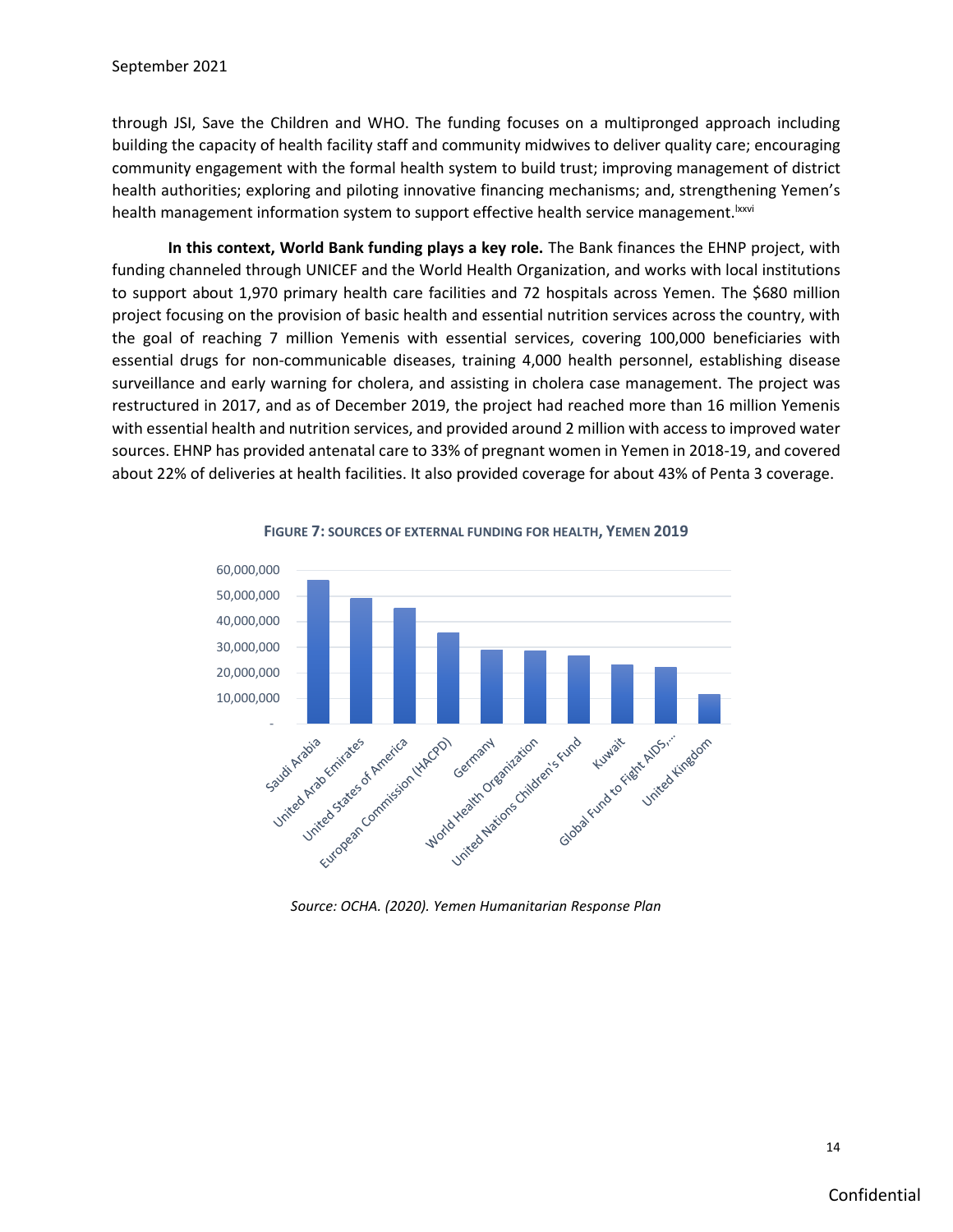through JSI, Save the Children and WHO. The funding focuses on a multipronged approach including building the capacity of health facility staff and community midwives to deliver quality care; encouraging community engagement with the formal health system to build trust; improving management of district health authorities; exploring and piloting innovative financing mechanisms; and, strengthening Yemen's health management information system to support effective health service management.[lxxvi]

**In this context, World Bank funding plays a key role.** The Bank finances the EHNP project, with funding channeled through UNICEF and the World Health Organization, and works with local institutions to support about 1,970 primary health care facilities and 72 hospitals across Yemen. The $680 million project focusing on the provision of basic health and essential nutrition services across the country, with the goal of reaching 7 million Yemenis with essential services, covering 100,000 beneficiaries with essential drugs for non-communicable diseases, training 4,000 health personnel, establishing disease surveillance and early warning for cholera, and assisting in cholera case management. The project was restructured in 2017, and as of December 2019, the project had reached more than 16 million Yemenis with essential health and nutrition services, and provided around 2 million with access to improved water sources. EHNP has provided antenatal care to 33% of pregnant women in Yemen in 2018-19, and covered about 22% of deliveries at health facilities. It also provided coverage for about 43% of Penta 3 coverage.

**FIGURE 7: SOURCES OF EXTERNAL FUNDING FOR HEALTH, YEMEN 2019**

*Source: OCHA. (2020). Yemen Humanitarian Response Plan*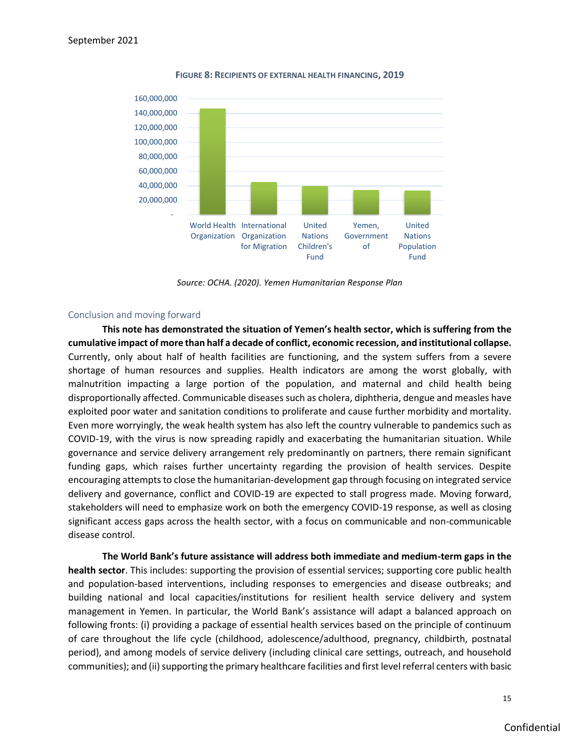**FIGURE 8: RECIPIENTS OF EXTERNAL HEALTH FINANCING, 2019**

*Source: OCHA. (2020). Yemen Humanitarian Response Plan*

## Conclusion and moving forward

**This note has demonstrated the situation of Yemen's health sector, which is suffering from the cumulative impact of more than half a decade of conflict, economic recession, and institutional collapse.** Currently, only about half of health facilities are functioning, and the system suffers from a severe shortage of human resources and supplies. Health indicators are among the worst globally, with malnutrition impacting a large portion of the population, and maternal and child health being disproportionally affected. Communicable diseases such as cholera, diphtheria, dengue and measles have exploited poor water and sanitation conditions to proliferate and cause further morbidity and mortality. Even more worryingly, the weak health system has also left the country vulnerable to pandemics such as COVID-19, with the virus is now spreading rapidly and exacerbating the humanitarian situation. While governance and service delivery arrangement rely predominantly on partners, there remain significant funding gaps, which raises further uncertainty regarding the provision of health services. Despite encouraging attempts to close the humanitarian-development gap through focusing on integrated service delivery and governance, conflict and COVID-19 are expected to stall progress made. Moving forward, stakeholders will need to emphasize work on both the emergency COVID-19 response, as well as closing significant access gaps across the health sector, with a focus on communicable and non-communicable disease control.

**The World Bank's future assistance will address both immediate and medium-term gaps in the health sector**. This includes: supporting the provision of essential services; supporting core public health and population-based interventions, including responses to emergencies and disease outbreaks; and building national and local capacities/institutions for resilient health service delivery and system management in Yemen. In particular, the World Bank's assistance will adapt a balanced approach on following fronts: (i) providing a package of essential health services based on the principle of continuum of care throughout the life cycle (childhood, adolescence/adulthood, pregnancy, childbirth, postnatal period), and among models of service delivery (including clinical care settings, outreach, and household communities); and (ii) supporting the primary healthcare facilities and first level referral centers with basic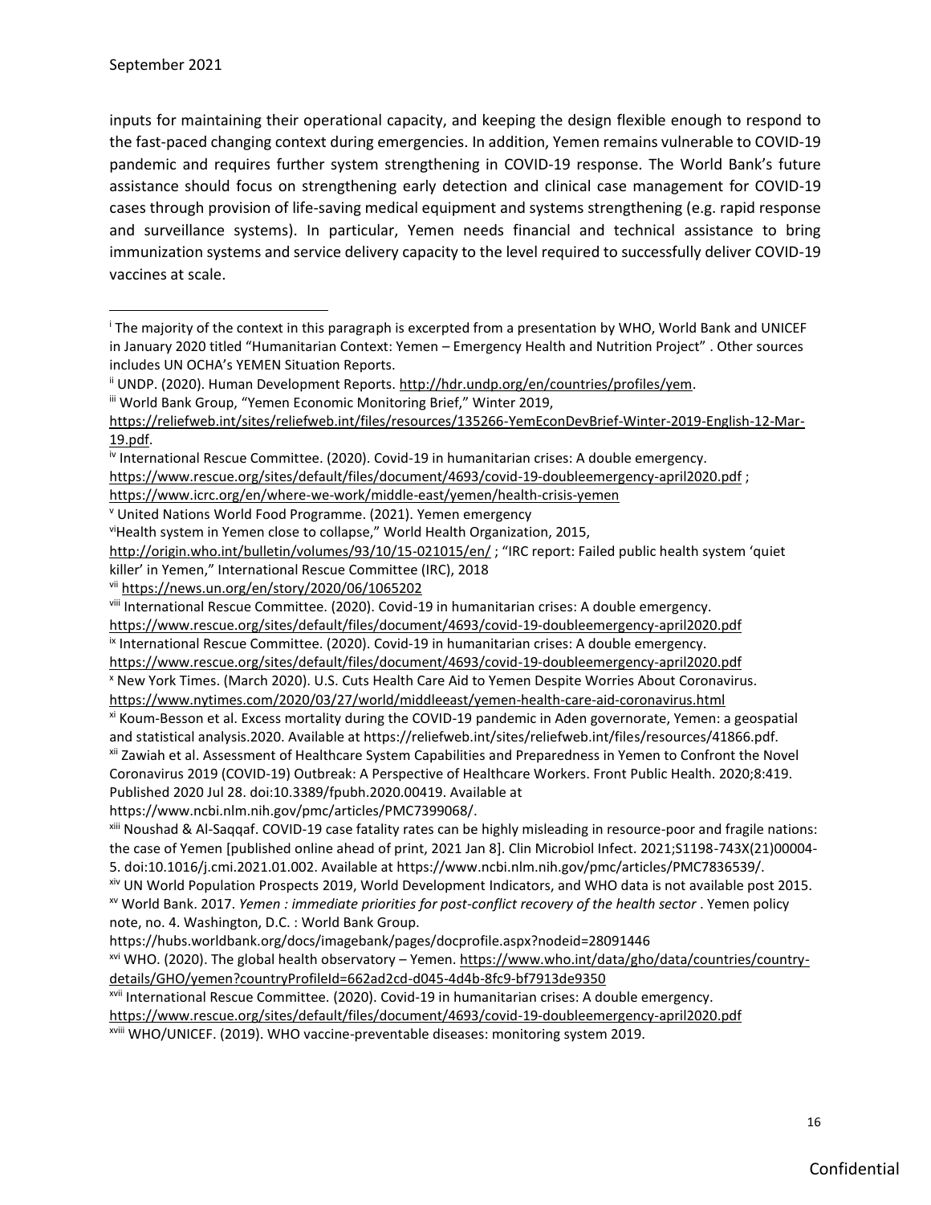inputs for maintaining their operational capacity, and keeping the design flexible enough to respond to the fast-paced changing context during emergencies. In addition, Yemen remains vulnerable to COVID-19 pandemic and requires further system strengthening in COVID-19 response. The World Bank's future assistance should focus on strengthening early detection and clinical case management for COVID-19 cases through provision of life-saving medical equipment and systems strengthening (e.g. rapid response and surveillance systems). In particular, Yemen needs financial and technical assistance to bring immunization systems and service delivery capacity to the level required to successfully deliver COVID-19 vaccines at scale.

---

[i] The majority of the context in this paragraph is excerpted from a presentation by WHO, World Bank and UNICEF in January 2020 titled "Humanitarian Context: Yemen – Emergency Health and Nutrition Project" . Other sources includes UN OCHA's YEMEN Situation Reports.

[ii] UNDP. (2020). Human Development Reports. http://hdr.undp.org/en/countries/profiles/yem.

[iii] World Bank Group, "Yemen Economic Monitoring Brief," Winter 2019, https://reliefweb.int/sites/reliefweb.int/files/resources/135266-YemEconDevBrief-Winter-2019-English-12-Mar-19.pdf.

[iv] International Rescue Committee. (2020). Covid-19 in humanitarian crises: A double emergency. https://www.rescue.org/sites/default/files/document/4693/covid-19-doubleemergency-april2020.pdf ; https://www.icrc.org/en/where-we-work/middle-east/yemen/health-crisis-yemen

[v] United Nations World Food Programme. (2021). Yemen emergency

[vi]Health system in Yemen close to collapse," World Health Organization, 2015, http://origin.who.int/bulletin/volumes/93/10/15-021015/en/ ; "IRC report: Failed public health system 'quiet killer' in Yemen," International Rescue Committee (IRC), 2018

[vii] https://news.un.org/en/story/2020/06/1065202

[viii] International Rescue Committee. (2020). Covid-19 in humanitarian crises: A double emergency. https://www.rescue.org/sites/default/files/document/4693/covid-19-doubleemergency-april2020.pdf

[ix] International Rescue Committee. (2020). Covid-19 in humanitarian crises: A double emergency. https://www.rescue.org/sites/default/files/document/4693/covid-19-doubleemergency-april2020.pdf

[x] New York Times. (March 2020). U.S. Cuts Health Care Aid to Yemen Despite Worries About Coronavirus. https://www.nytimes.com/2020/03/27/world/middleeast/yemen-health-care-aid-coronavirus.html

[xi] Koum-Besson et al. Excess mortality during the COVID-19 pandemic in Aden governorate, Yemen: a geospatial and statistical analysis.2020. Available at https://reliefweb.int/sites/reliefweb.int/files/resources/41866.pdf.

[xii] Zawiah et al. Assessment of Healthcare System Capabilities and Preparedness in Yemen to Confront the Novel Coronavirus 2019 (COVID-19) Outbreak: A Perspective of Healthcare Workers. Front Public Health. 2020;8:419. Published 2020 Jul 28. doi:10.3389/fpubh.2020.00419. Available at https://www.ncbi.nlm.nih.gov/pmc/articles/PMC7399068/.

[xiii] Noushad & Al-Saqqaf. COVID-19 case fatality rates can be highly misleading in resource-poor and fragile nations: the case of Yemen [published online ahead of print, 2021 Jan 8]. Clin Microbiol Infect. 2021;S1198-743X(21)00004-5. doi:10.1016/j.cmi.2021.01.002. Available at https://www.ncbi.nlm.nih.gov/pmc/articles/PMC7836539/.

[xiv] UN World Population Prospects 2019, World Development Indicators, and WHO data is not available post 2015.

[xv] World Bank. 2017. *Yemen : immediate priorities for post-conflict recovery of the health sector* . Yemen policy note, no. 4. Washington, D.C. : World Bank Group. https://hubs.worldbank.org/docs/imagebank/pages/docprofile.aspx?nodeid=28091446

[xvi] WHO. (2020). The global health observatory – Yemen. https://www.who.int/data/gho/data/countries/country-details/GHO/yemen?countryProfileId=662ad2cd-d045-4d4b-8fc9-bf7913de9350

[xvii] International Rescue Committee. (2020). Covid-19 in humanitarian crises: A double emergency. https://www.rescue.org/sites/default/files/document/4693/covid-19-doubleemergency-april2020.pdf

[xviii] WHO/UNICEF. (2019). WHO vaccine-preventable diseases: monitoring system 2019.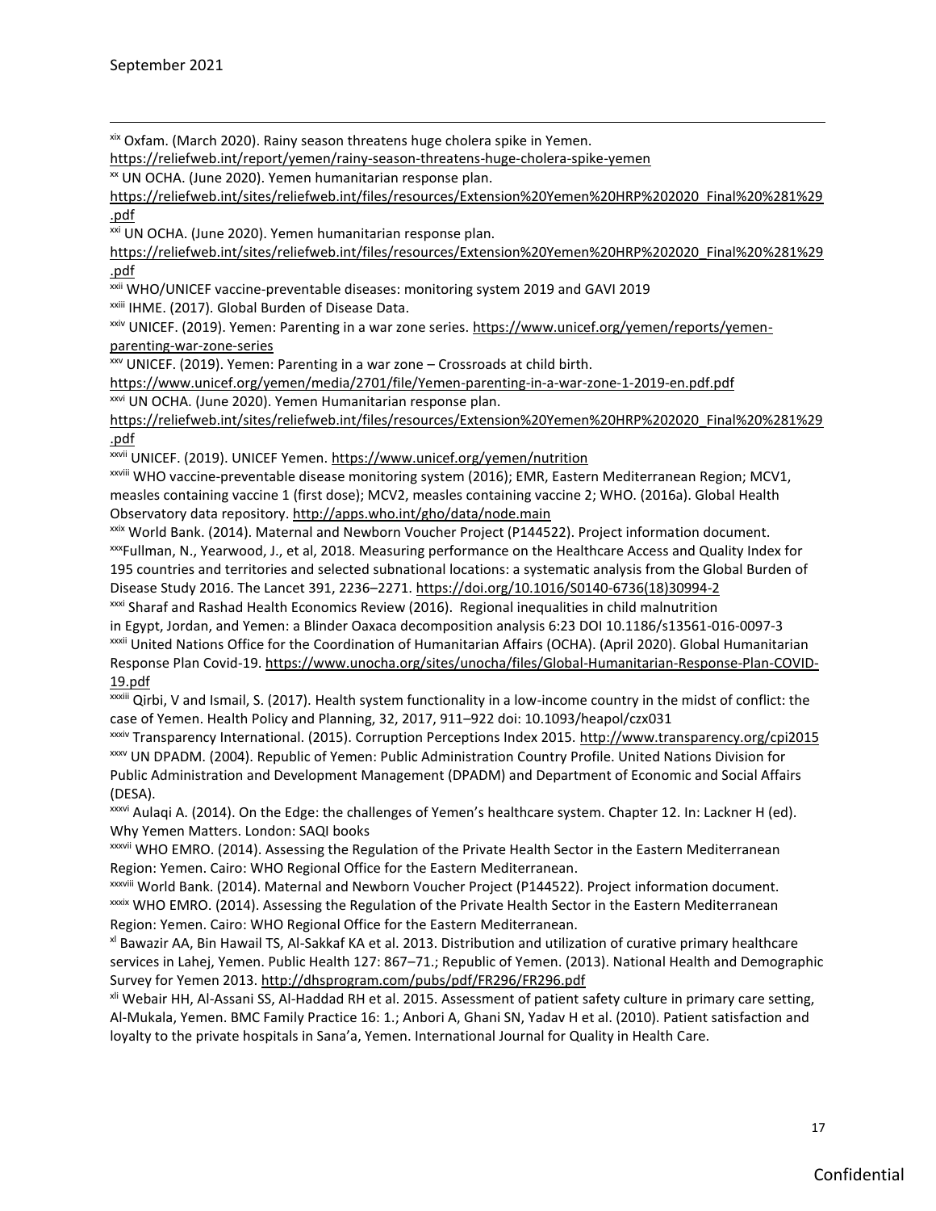[xix] Oxfam. (March 2020). Rainy season threatens huge cholera spike in Yemen. https://reliefweb.int/report/yemen/rainy-season-threatens-huge-cholera-spike-yemen

[xx] UN OCHA. (June 2020). Yemen humanitarian response plan. https://reliefweb.int/sites/reliefweb.int/files/resources/Extension%20Yemen%20HRP%202020_Final%20%281%29.pdf

[xxi] UN OCHA. (June 2020). Yemen humanitarian response plan. https://reliefweb.int/sites/reliefweb.int/files/resources/Extension%20Yemen%20HRP%202020_Final%20%281%29.pdf

[xxii] WHO/UNICEF vaccine-preventable diseases: monitoring system 2019 and GAVI 2019

[xxiii] IHME. (2017). Global Burden of Disease Data.

[xxiv] UNICEF. (2019). Yemen: Parenting in a war zone series. https://www.unicef.org/yemen/reports/yemen-parenting-war-zone-series

[xxv] UNICEF. (2019). Yemen: Parenting in a war zone – Crossroads at child birth. https://www.unicef.org/yemen/media/2701/file/Yemen-parenting-in-a-war-zone-1-2019-en.pdf.pdf

[xxvi] UN OCHA. (June 2020). Yemen Humanitarian response plan. https://reliefweb.int/sites/reliefweb.int/files/resources/Extension%20Yemen%20HRP%202020_Final%20%281%29.pdf

[xxvii] UNICEF. (2019). UNICEF Yemen. https://www.unicef.org/yemen/nutrition

[xxviii] WHO vaccine-preventable disease monitoring system (2016); EMR, Eastern Mediterranean Region; MCV1, measles containing vaccine 1 (first dose); MCV2, measles containing vaccine 2; WHO. (2016a). Global Health Observatory data repository. http://apps.who.int/gho/data/node.main

[xxix] World Bank. (2014). Maternal and Newborn Voucher Project (P144522). Project information document.

[xxx] Fullman, N., Yearwood, J., et al, 2018. Measuring performance on the Healthcare Access and Quality Index for 195 countries and territories and selected subnational locations: a systematic analysis from the Global Burden of Disease Study 2016. The Lancet 391, 2236–2271. https://doi.org/10.1016/S0140-6736(18)30994-2

[xxxi] Sharaf and Rashad Health Economics Review (2016). Regional inequalities in child malnutrition in Egypt, Jordan, and Yemen: a Blinder Oaxaca decomposition analysis 6:23 DOI 10.1186/s13561-016-0097-3

[xxxii] United Nations Office for the Coordination of Humanitarian Affairs (OCHA). (April 2020). Global Humanitarian Response Plan Covid-19. https://www.unocha.org/sites/unocha/files/Global-Humanitarian-Response-Plan-COVID-19.pdf

[xxxiii] Qirbi, V and Ismail, S. (2017). Health system functionality in a low-income country in the midst of conflict: the case of Yemen. Health Policy and Planning, 32, 2017, 911–922 doi: 10.1093/heapol/czx031

[xxxiv] Transparency International. (2015). Corruption Perceptions Index 2015. http://www.transparency.org/cpi2015

[xxxv] UN DPADM. (2004). Republic of Yemen: Public Administration Country Profile. United Nations Division for Public Administration and Development Management (DPADM) and Department of Economic and Social Affairs (DESA).

[xxxvi] Aulaqi A. (2014). On the Edge: the challenges of Yemen's healthcare system. Chapter 12. In: Lackner H (ed). Why Yemen Matters. London: SAQI books

[xxxvii] WHO EMRO. (2014). Assessing the Regulation of the Private Health Sector in the Eastern Mediterranean Region: Yemen. Cairo: WHO Regional Office for the Eastern Mediterranean.

[xxxviii] World Bank. (2014). Maternal and Newborn Voucher Project (P144522). Project information document.

[xxxix] WHO EMRO. (2014). Assessing the Regulation of the Private Health Sector in the Eastern Mediterranean Region: Yemen. Cairo: WHO Regional Office for the Eastern Mediterranean.

[xl] Bawazir AA, Bin Hawail TS, Al-Sakkaf KA et al. 2013. Distribution and utilization of curative primary healthcare services in Lahej, Yemen. Public Health 127: 867–71.; Republic of Yemen. (2013). National Health and Demographic Survey for Yemen 2013. http://dhsprogram.com/pubs/pdf/FR296/FR296.pdf

[xli] Webair HH, Al-Assani SS, Al-Haddad RH et al. 2015. Assessment of patient safety culture in primary care setting, Al-Mukala, Yemen. BMC Family Practice 16: 1.; Anbori A, Ghani SN, Yadav H et al. (2010). Patient satisfaction and loyalty to the private hospitals in Sana'a, Yemen. International Journal for Quality in Health Care.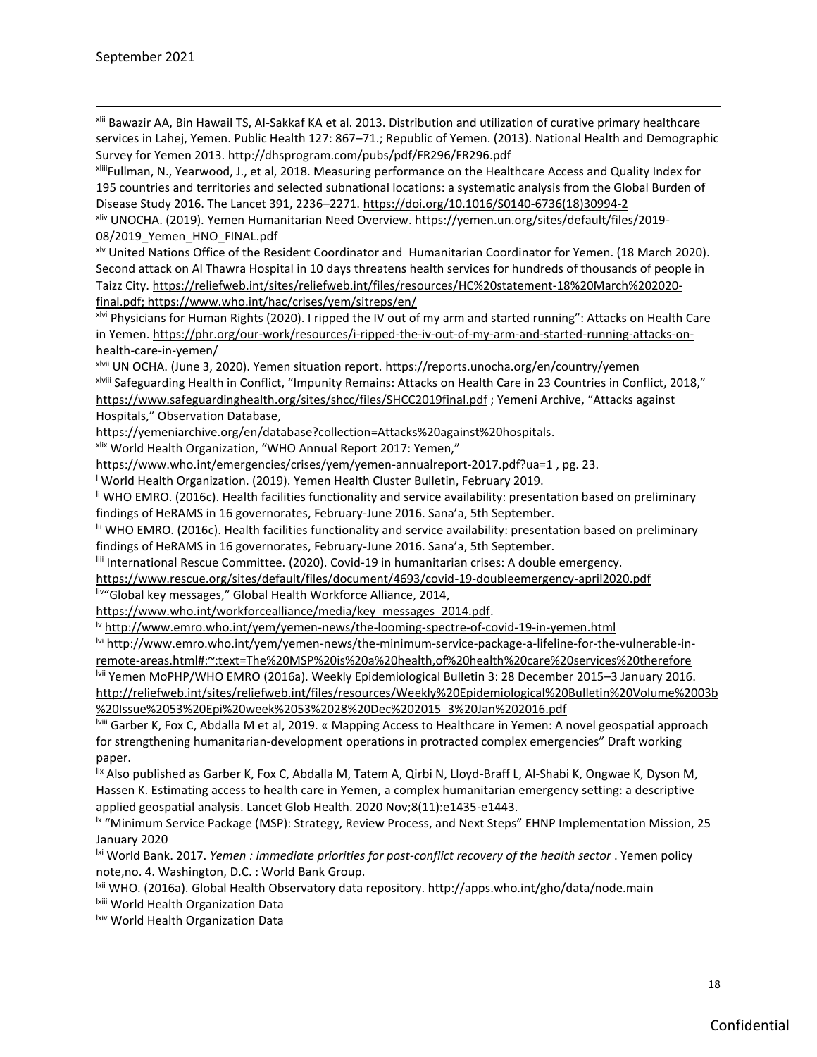[xlii] Bawazir AA, Bin Hawail TS, Al-Sakkaf KA et al. 2013. Distribution and utilization of curative primary healthcare services in Lahej, Yemen. Public Health 127: 867–71.; Republic of Yemen. (2013). National Health and Demographic Survey for Yemen 2013. http://dhsprogram.com/pubs/pdf/FR296/FR296.pdf

[xliii] Fullman, N., Yearwood, J., et al, 2018. Measuring performance on the Healthcare Access and Quality Index for 195 countries and territories and selected subnational locations: a systematic analysis from the Global Burden of Disease Study 2016. The Lancet 391, 2236–2271. https://doi.org/10.1016/S0140-6736(18)30994-2

[xliv] UNOCHA. (2019). Yemen Humanitarian Need Overview. https://yemen.un.org/sites/default/files/2019-08/2019_Yemen_HNO_FINAL.pdf

[xlv] United Nations Office of the Resident Coordinator and Humanitarian Coordinator for Yemen. (18 March 2020). Second attack on Al Thawra Hospital in 10 days threatens health services for hundreds of thousands of people in Taizz City. https://reliefweb.int/sites/reliefweb.int/files/resources/HC%20statement-18%20March%202020-final.pdf; https://www.who.int/hac/crises/yem/sitreps/en/

[xlvi] Physicians for Human Rights (2020). I ripped the IV out of my arm and started running": Attacks on Health Care in Yemen. https://phr.org/our-work/resources/i-ripped-the-iv-out-of-my-arm-and-started-running-attacks-on-health-care-in-yemen/

[xlvii] UN OCHA. (June 3, 2020). Yemen situation report. https://reports.unocha.org/en/country/yemen

[xlviii] Safeguarding Health in Conflict, "Impunity Remains: Attacks on Health Care in 23 Countries in Conflict, 2018," https://www.safeguardinghealth.org/sites/shcc/files/SHCC2019final.pdf ; Yemeni Archive, "Attacks against Hospitals," Observation Database, https://yemeniarchive.org/en/database?collection=Attacks%20against%20hospitals.

[xlix] World Health Organization, "WHO Annual Report 2017: Yemen," https://www.who.int/emergencies/crises/yem/yemen-annualreport-2017.pdf?ua=1 , pg. 23.

[l] World Health Organization. (2019). Yemen Health Cluster Bulletin, February 2019.

[li] WHO EMRO. (2016c). Health facilities functionality and service availability: presentation based on preliminary findings of HeRAMS in 16 governorates, February-June 2016. Sana'a, 5th September.

[lii] WHO EMRO. (2016c). Health facilities functionality and service availability: presentation based on preliminary findings of HeRAMS in 16 governorates, February-June 2016. Sana'a, 5th September.

[liii] International Rescue Committee. (2020). Covid-19 in humanitarian crises: A double emergency. https://www.rescue.org/sites/default/files/document/4693/covid-19-doubleemergency-april2020.pdf

[liv] "Global key messages," Global Health Workforce Alliance, 2014, https://www.who.int/workforcealliance/media/key_messages_2014.pdf.

[lv] http://www.emro.who.int/yem/yemen-news/the-looming-spectre-of-covid-19-in-yemen.html

[lvi] http://www.emro.who.int/yem/yemen-news/the-minimum-service-package-a-lifeline-for-the-vulnerable-in-remote-areas.html#:~:text=The%20MSP%20is%20a%20health,of%20health%20care%20services%20therefore

[lvii] Yemen MoPHP/WHO EMRO (2016a). Weekly Epidemiological Bulletin 3: 28 December 2015–3 January 2016. http://reliefweb.int/sites/reliefweb.int/files/resources/Weekly%20Epidemiological%20Bulletin%20Volume%2003b%20Issue%2053%20Epi%20week%2053%2028%20Dec%202015_3%20Jan%202016.pdf

[lviii] Garber K, Fox C, Abdalla M et al, 2019. « Mapping Access to Healthcare in Yemen: A novel geospatial approach for strengthening humanitarian-development operations in protracted complex emergencies" Draft working paper.

[lix] Also published as Garber K, Fox C, Abdalla M, Tatem A, Qirbi N, Lloyd-Braff L, Al-Shabi K, Ongwae K, Dyson M, Hassen K. Estimating access to health care in Yemen, a complex humanitarian emergency setting: a descriptive applied geospatial analysis. Lancet Glob Health. 2020 Nov;8(11):e1435-e1443.

[lx] "Minimum Service Package (MSP): Strategy, Review Process, and Next Steps" EHNP Implementation Mission, 25 January 2020

[lxi] World Bank. 2017. *Yemen : immediate priorities for post-conflict recovery of the health sector* . Yemen policy note,no. 4. Washington, D.C. : World Bank Group.

[lxii] WHO. (2016a). Global Health Observatory data repository. http://apps.who.int/gho/data/node.main

[lxiii] World Health Organization Data

[lxiv] World Health Organization Data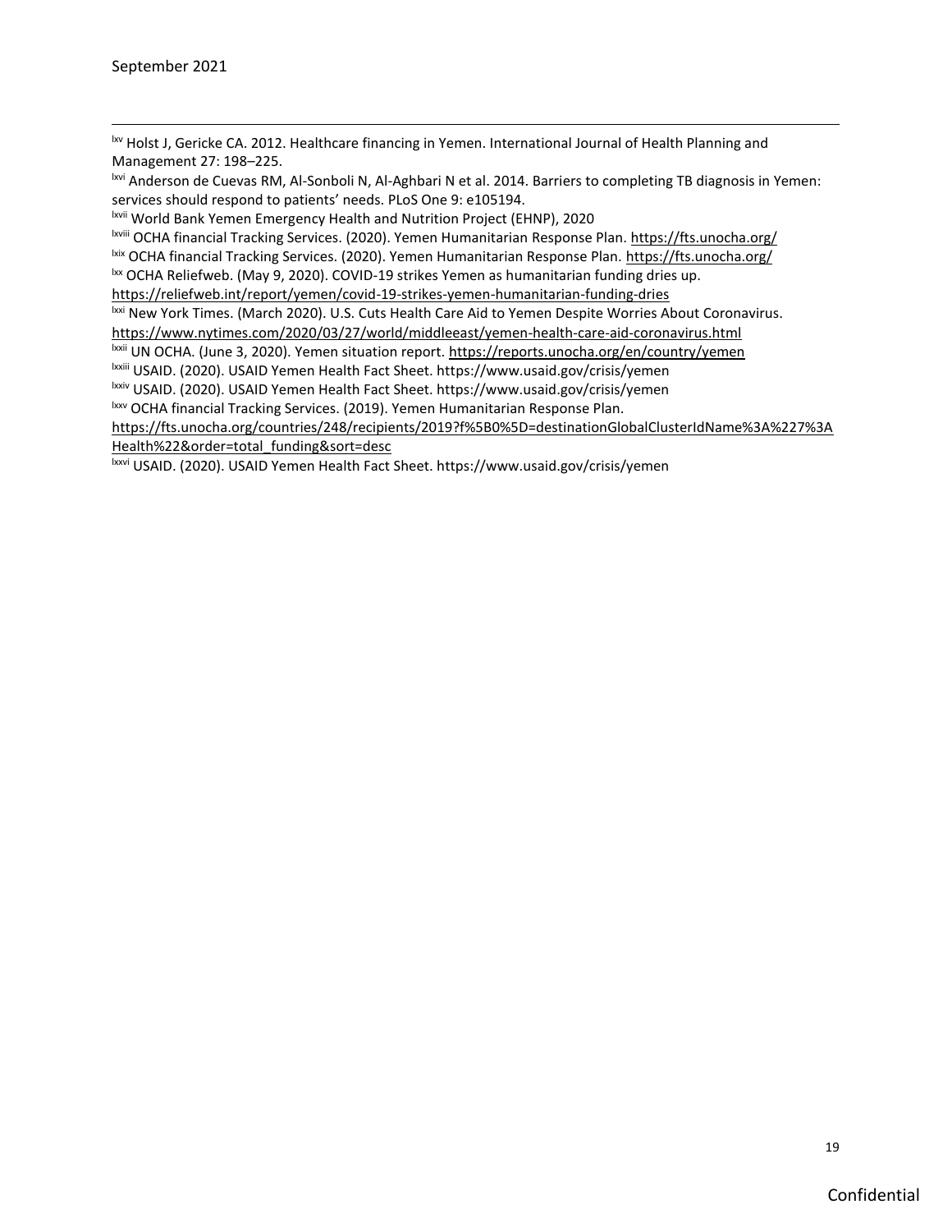[lxv] Holst J, Gericke CA. 2012. Healthcare financing in Yemen. International Journal of Health Planning and Management 27: 198–225.

[lxvi] Anderson de Cuevas RM, Al-Sonboli N, Al-Aghbari N et al. 2014. Barriers to completing TB diagnosis in Yemen: services should respond to patients' needs. PLoS One 9: e105194.

[lxvii] World Bank Yemen Emergency Health and Nutrition Project (EHNP), 2020

[lxviii] OCHA financial Tracking Services. (2020). Yemen Humanitarian Response Plan. https://fts.unocha.org/

[lxix] OCHA financial Tracking Services. (2020). Yemen Humanitarian Response Plan. https://fts.unocha.org/

[lxx] OCHA Reliefweb. (May 9, 2020). COVID-19 strikes Yemen as humanitarian funding dries up. https://reliefweb.int/report/yemen/covid-19-strikes-yemen-humanitarian-funding-dries

[lxxi] New York Times. (March 2020). U.S. Cuts Health Care Aid to Yemen Despite Worries About Coronavirus. https://www.nytimes.com/2020/03/27/world/middleeast/yemen-health-care-aid-coronavirus.html

[lxxii] UN OCHA. (June 3, 2020). Yemen situation report. https://reports.unocha.org/en/country/yemen

[lxxiii] USAID. (2020). USAID Yemen Health Fact Sheet. https://www.usaid.gov/crisis/yemen

[lxxiv] USAID. (2020). USAID Yemen Health Fact Sheet. https://www.usaid.gov/crisis/yemen

[lxxv] OCHA financial Tracking Services. (2019). Yemen Humanitarian Response Plan. https://fts.unocha.org/countries/248/recipients/2019?f%5B0%5D=destinationGlobalClusterIdName%3A%227%3AHealth%22&order=total_funding&sort=desc

[lxxvi] USAID. (2020). USAID Yemen Health Fact Sheet. https://www.usaid.gov/crisis/yemen